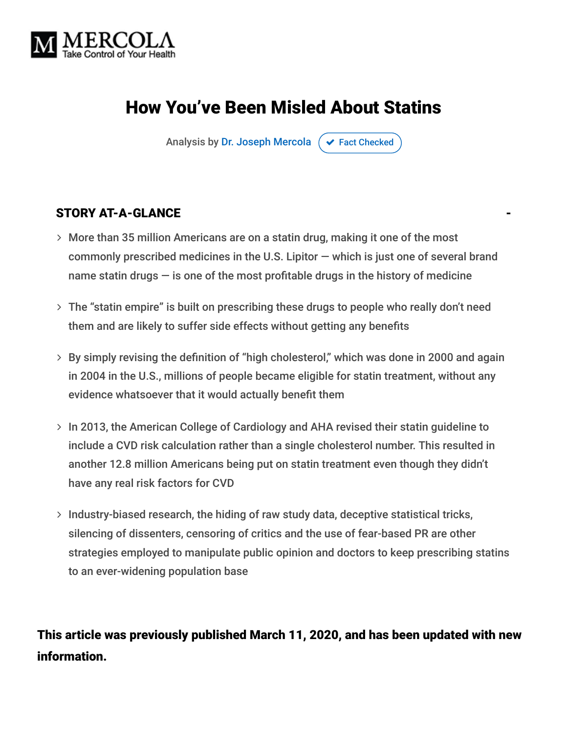MERCOLA
Take Control of Your Health

# How You've Been Misled About Statins

Analysis by Dr. Joseph Mercola ✔ Fact Checked

## STORY AT-A-GLANCE

- More than 35 million Americans are on a statin drug, making it one of the most commonly prescribed medicines in the U.S. Lipitor — which is just one of several brand name statin drugs — is one of the most profitable drugs in the history of medicine
- The "statin empire" is built on prescribing these drugs to people who really don't need them and are likely to suffer side effects without getting any benefits
- By simply revising the definition of "high cholesterol," which was done in 2000 and again in 2004 in the U.S., millions of people became eligible for statin treatment, without any evidence whatsoever that it would actually benefit them
- In 2013, the American College of Cardiology and AHA revised their statin guideline to include a CVD risk calculation rather than a single cholesterol number. This resulted in another 12.8 million Americans being put on statin treatment even though they didn't have any real risk factors for CVD
- Industry-biased research, the hiding of raw study data, deceptive statistical tricks, silencing of dissenters, censoring of critics and the use of fear-based PR are other strategies employed to manipulate public opinion and doctors to keep prescribing statins to an ever-widening population base

**This article was previously published March 11, 2020, and has been updated with new information.**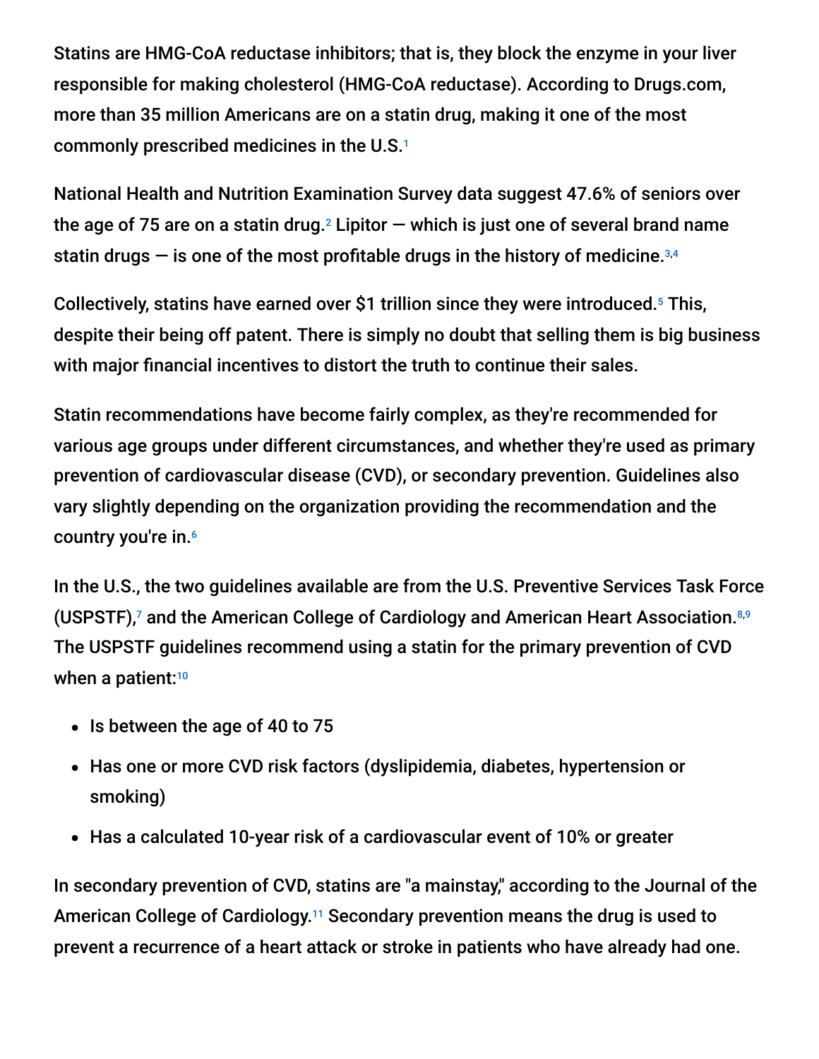Statins are HMG-CoA reductase inhibitors; that is, they block the enzyme in your liver responsible for making cholesterol (HMG-CoA reductase). According to Drugs.com, more than 35 million Americans are on a statin drug, making it one of the most commonly prescribed medicines in the U.S.[1]

National Health and Nutrition Examination Survey data suggest 47.6% of seniors over the age of 75 are on a statin drug.[2] Lipitor — which is just one of several brand name statin drugs — is one of the most profitable drugs in the history of medicine.[3,4]

Collectively, statins have earned over $1 trillion since they were introduced.[5] This, despite their being off patent. There is simply no doubt that selling them is big business with major financial incentives to distort the truth to continue their sales.

Statin recommendations have become fairly complex, as they're recommended for various age groups under different circumstances, and whether they're used as primary prevention of cardiovascular disease (CVD), or secondary prevention. Guidelines also vary slightly depending on the organization providing the recommendation and the country you're in.[6]

In the U.S., the two guidelines available are from the U.S. Preventive Services Task Force (USPSTF),[7] and the American College of Cardiology and American Heart Association.[8,9] The USPSTF guidelines recommend using a statin for the primary prevention of CVD when a patient:[10]

- Is between the age of 40 to 75
- Has one or more CVD risk factors (dyslipidemia, diabetes, hypertension or smoking)
- Has a calculated 10-year risk of a cardiovascular event of 10% or greater

In secondary prevention of CVD, statins are "a mainstay," according to the Journal of the American College of Cardiology.[11] Secondary prevention means the drug is used to prevent a recurrence of a heart attack or stroke in patients who have already had one.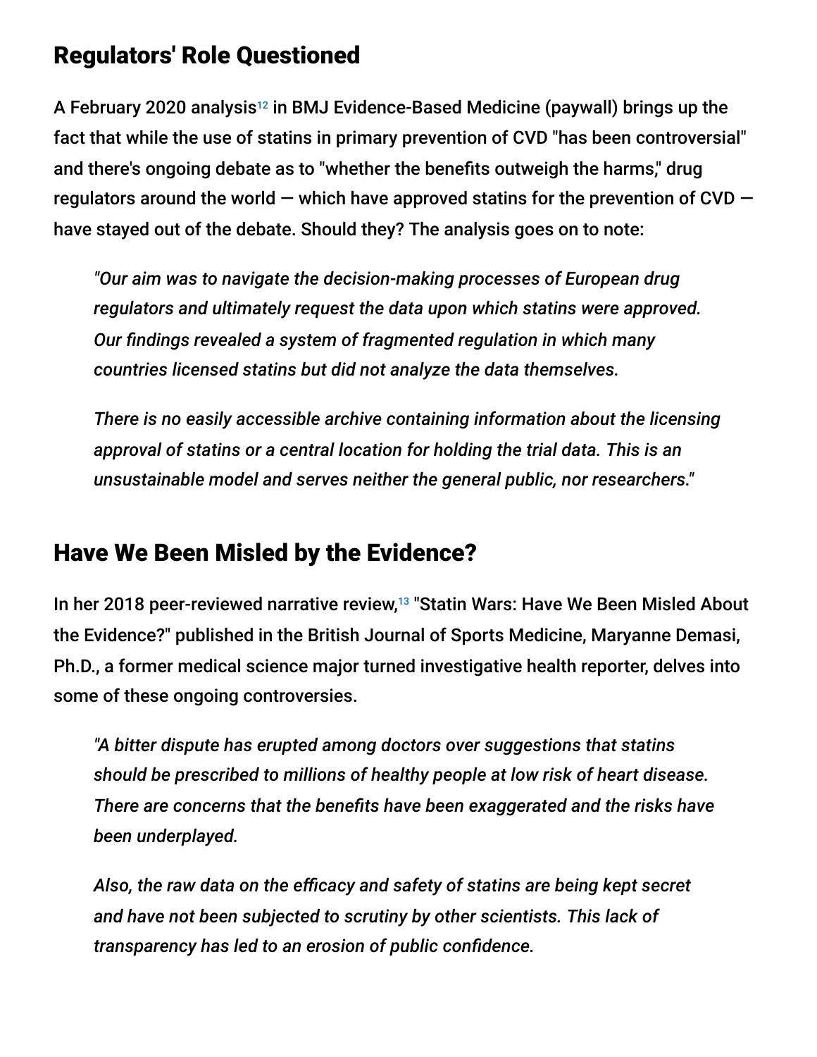## Regulators' Role Questioned

A February 2020 analysis[12] in BMJ Evidence-Based Medicine (paywall) brings up the fact that while the use of statins in primary prevention of CVD "has been controversial" and there's ongoing debate as to "whether the benefits outweigh the harms," drug regulators around the world — which have approved statins for the prevention of CVD — have stayed out of the debate. Should they? The analysis goes on to note:

> *"Our aim was to navigate the decision-making processes of European drug regulators and ultimately request the data upon which statins were approved. Our findings revealed a system of fragmented regulation in which many countries licensed statins but did not analyze the data themselves.*
>
> *There is no easily accessible archive containing information about the licensing approval of statins or a central location for holding the trial data. This is an unsustainable model and serves neither the general public, nor researchers."*

## Have We Been Misled by the Evidence?

In her 2018 peer-reviewed narrative review,[13] "Statin Wars: Have We Been Misled About the Evidence?" published in the British Journal of Sports Medicine, Maryanne Demasi, Ph.D., a former medical science major turned investigative health reporter, delves into some of these ongoing controversies.

> *"A bitter dispute has erupted among doctors over suggestions that statins should be prescribed to millions of healthy people at low risk of heart disease. There are concerns that the benefits have been exaggerated and the risks have been underplayed.*
>
> *Also, the raw data on the efficacy and safety of statins are being kept secret and have not been subjected to scrutiny by other scientists. This lack of transparency has led to an erosion of public confidence.*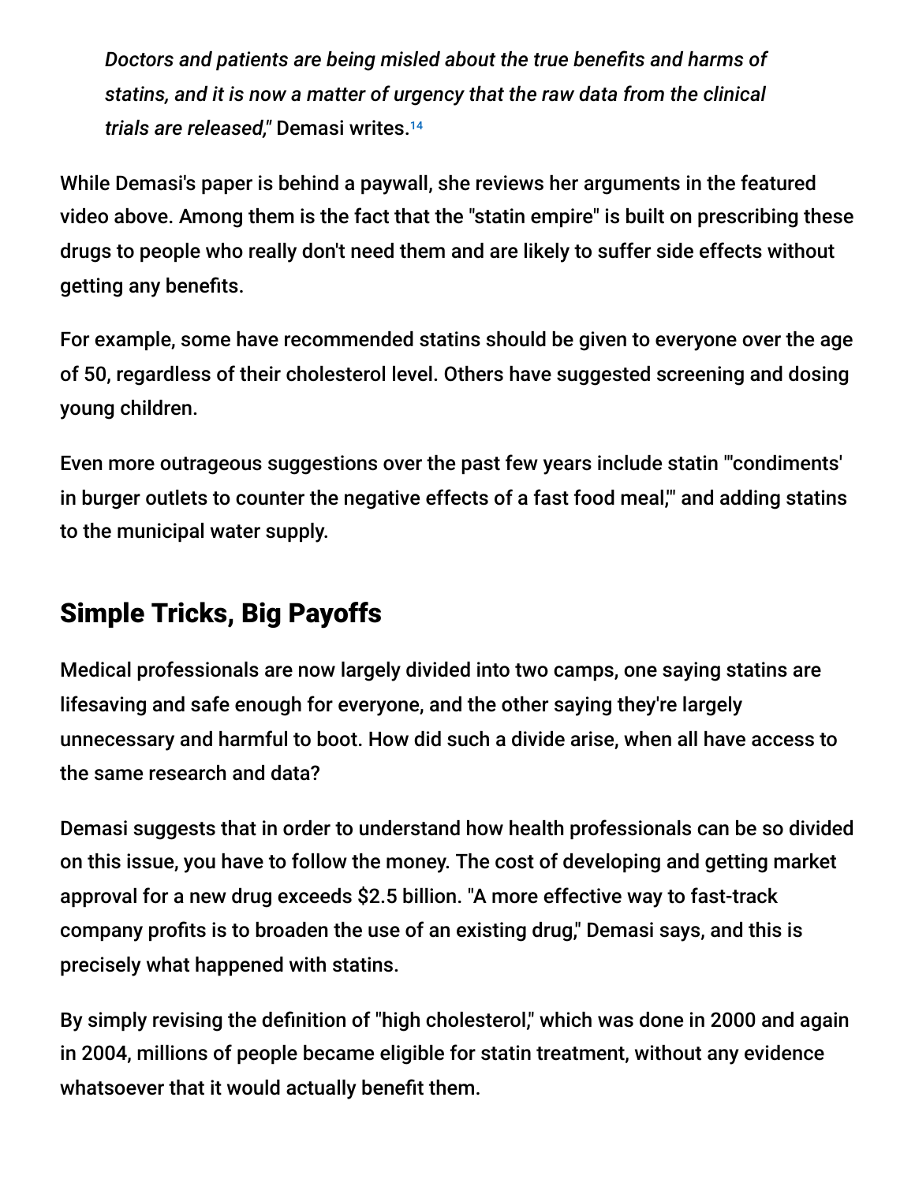> *Doctors and patients are being misled about the true benefits and harms of statins, and it is now a matter of urgency that the raw data from the clinical trials are released,"* Demasi writes.[14]

While Demasi's paper is behind a paywall, she reviews her arguments in the featured video above. Among them is the fact that the "statin empire" is built on prescribing these drugs to people who really don't need them and are likely to suffer side effects without getting any benefits.

For example, some have recommended statins should be given to everyone over the age of 50, regardless of their cholesterol level. Others have suggested screening and dosing young children.

Even more outrageous suggestions over the past few years include statin "'condiments' in burger outlets to counter the negative effects of a fast food meal,'" and adding statins to the municipal water supply.

## Simple Tricks, Big Payoffs

Medical professionals are now largely divided into two camps, one saying statins are lifesaving and safe enough for everyone, and the other saying they're largely unnecessary and harmful to boot. How did such a divide arise, when all have access to the same research and data?

Demasi suggests that in order to understand how health professionals can be so divided on this issue, you have to follow the money. The cost of developing and getting market approval for a new drug exceeds $2.5 billion. "A more effective way to fast-track company profits is to broaden the use of an existing drug," Demasi says, and this is precisely what happened with statins.

By simply revising the definition of "high cholesterol," which was done in 2000 and again in 2004, millions of people became eligible for statin treatment, without any evidence whatsoever that it would actually benefit them.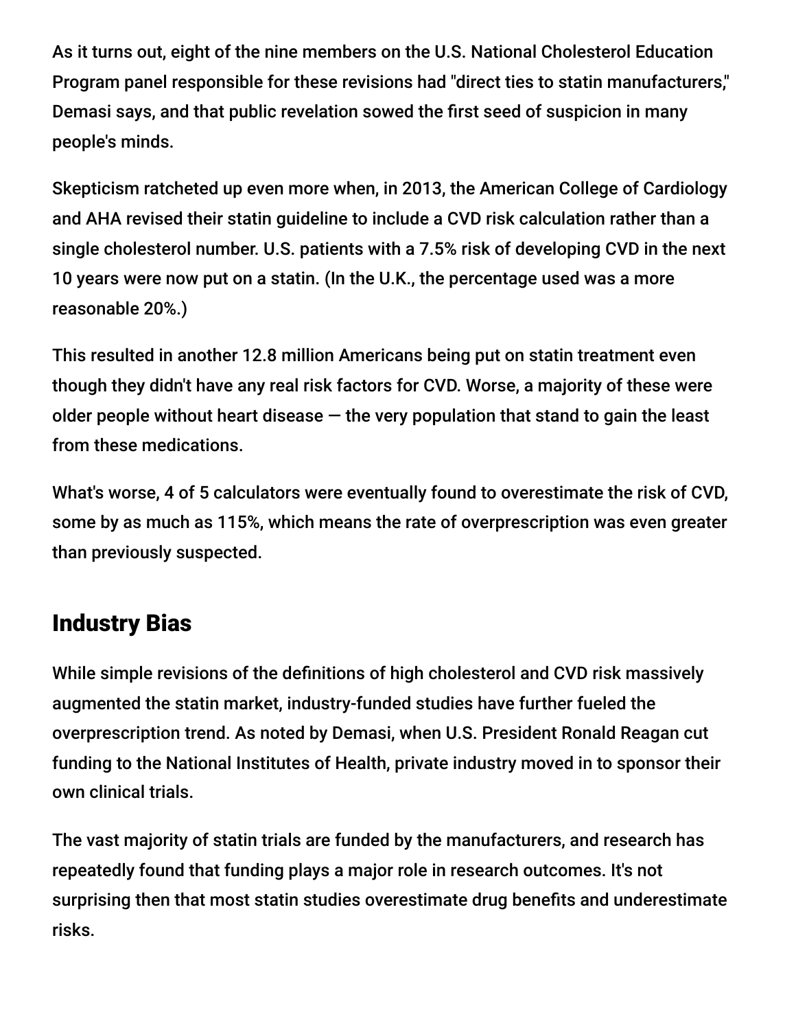As it turns out, eight of the nine members on the U.S. National Cholesterol Education Program panel responsible for these revisions had "direct ties to statin manufacturers," Demasi says, and that public revelation sowed the first seed of suspicion in many people's minds.

Skepticism ratcheted up even more when, in 2013, the American College of Cardiology and AHA revised their statin guideline to include a CVD risk calculation rather than a single cholesterol number. U.S. patients with a 7.5% risk of developing CVD in the next 10 years were now put on a statin. (In the U.K., the percentage used was a more reasonable 20%.)

This resulted in another 12.8 million Americans being put on statin treatment even though they didn't have any real risk factors for CVD. Worse, a majority of these were older people without heart disease — the very population that stand to gain the least from these medications.

What's worse, 4 of 5 calculators were eventually found to overestimate the risk of CVD, some by as much as 115%, which means the rate of overprescription was even greater than previously suspected.

## Industry Bias

While simple revisions of the definitions of high cholesterol and CVD risk massively augmented the statin market, industry-funded studies have further fueled the overprescription trend. As noted by Demasi, when U.S. President Ronald Reagan cut funding to the National Institutes of Health, private industry moved in to sponsor their own clinical trials.

The vast majority of statin trials are funded by the manufacturers, and research has repeatedly found that funding plays a major role in research outcomes. It's not surprising then that most statin studies overestimate drug benefits and underestimate risks.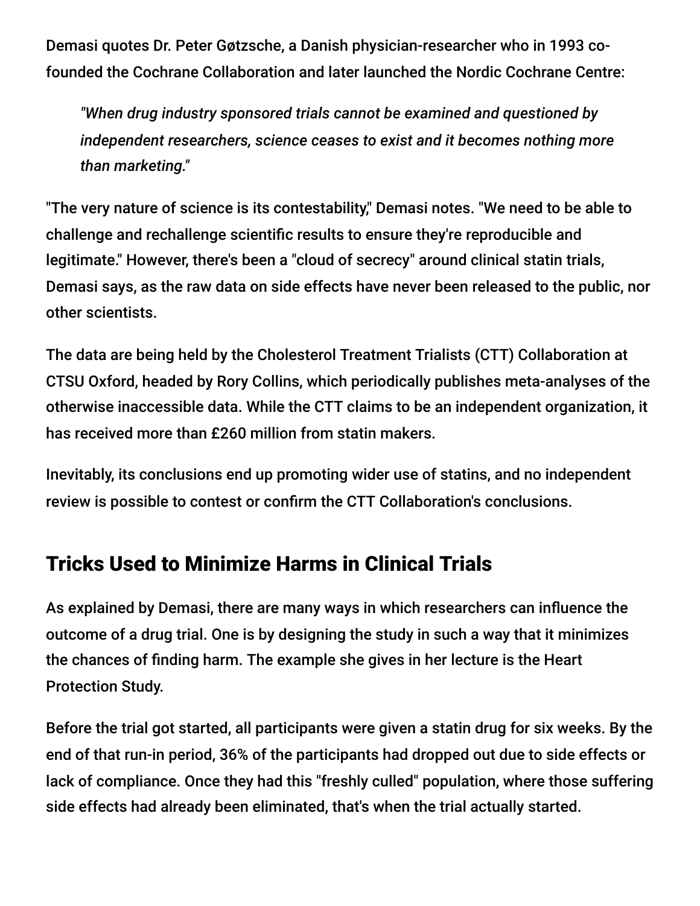Demasi quotes Dr. Peter Gøtzsche, a Danish physician-researcher who in 1993 co-founded the Cochrane Collaboration and later launched the Nordic Cochrane Centre:

> *"When drug industry sponsored trials cannot be examined and questioned by independent researchers, science ceases to exist and it becomes nothing more than marketing."*

"The very nature of science is its contestability," Demasi notes. "We need to be able to challenge and rechallenge scientific results to ensure they're reproducible and legitimate." However, there's been a "cloud of secrecy" around clinical statin trials, Demasi says, as the raw data on side effects have never been released to the public, nor other scientists.

The data are being held by the Cholesterol Treatment Trialists (CTT) Collaboration at CTSU Oxford, headed by Rory Collins, which periodically publishes meta-analyses of the otherwise inaccessible data. While the CTT claims to be an independent organization, it has received more than £260 million from statin makers.

Inevitably, its conclusions end up promoting wider use of statins, and no independent review is possible to contest or confirm the CTT Collaboration's conclusions.

## Tricks Used to Minimize Harms in Clinical Trials

As explained by Demasi, there are many ways in which researchers can influence the outcome of a drug trial. One is by designing the study in such a way that it minimizes the chances of finding harm. The example she gives in her lecture is the Heart Protection Study.

Before the trial got started, all participants were given a statin drug for six weeks. By the end of that run-in period, 36% of the participants had dropped out due to side effects or lack of compliance. Once they had this "freshly culled" population, where those suffering side effects had already been eliminated, that's when the trial actually started.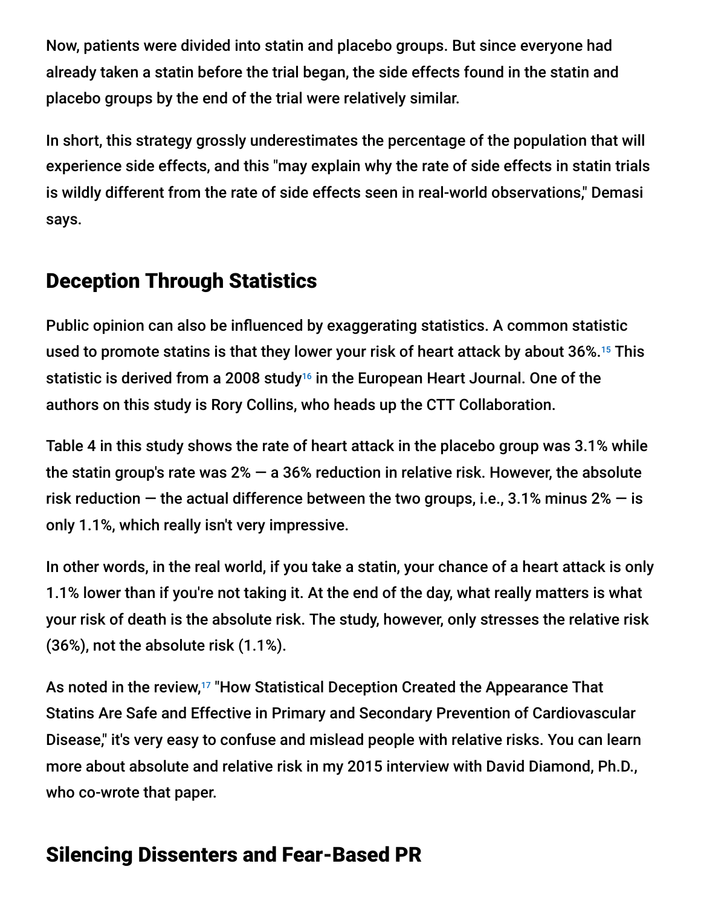Now, patients were divided into statin and placebo groups. But since everyone had already taken a statin before the trial began, the side effects found in the statin and placebo groups by the end of the trial were relatively similar.

In short, this strategy grossly underestimates the percentage of the population that will experience side effects, and this "may explain why the rate of side effects in statin trials is wildly different from the rate of side effects seen in real-world observations," Demasi says.

## Deception Through Statistics

Public opinion can also be influenced by exaggerating statistics. A common statistic used to promote statins is that they lower your risk of heart attack by about 36%.[15] This statistic is derived from a 2008 study[16] in the European Heart Journal. One of the authors on this study is Rory Collins, who heads up the CTT Collaboration.

Table 4 in this study shows the rate of heart attack in the placebo group was 3.1% while the statin group's rate was 2% — a 36% reduction in relative risk. However, the absolute risk reduction — the actual difference between the two groups, i.e., 3.1% minus 2% — is only 1.1%, which really isn't very impressive.

In other words, in the real world, if you take a statin, your chance of a heart attack is only 1.1% lower than if you're not taking it. At the end of the day, what really matters is what your risk of death is the absolute risk. The study, however, only stresses the relative risk (36%), not the absolute risk (1.1%).

As noted in the review,[17] "How Statistical Deception Created the Appearance That Statins Are Safe and Effective in Primary and Secondary Prevention of Cardiovascular Disease," it's very easy to confuse and mislead people with relative risks. You can learn more about absolute and relative risk in my 2015 interview with David Diamond, Ph.D., who co-wrote that paper.

## Silencing Dissenters and Fear-Based PR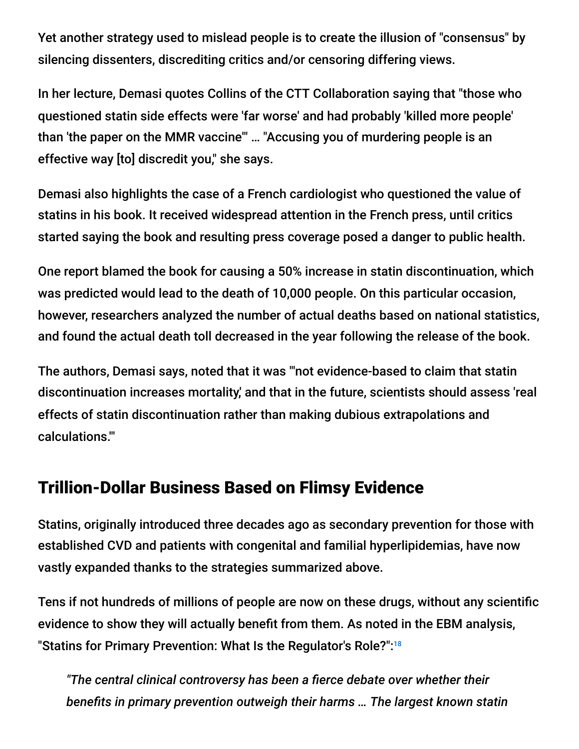Yet another strategy used to mislead people is to create the illusion of "consensus" by silencing dissenters, discrediting critics and/or censoring differing views.

In her lecture, Demasi quotes Collins of the CTT Collaboration saying that "those who questioned statin side effects were 'far worse' and had probably 'killed more people' than 'the paper on the MMR vaccine'" … "Accusing you of murdering people is an effective way [to] discredit you," she says.

Demasi also highlights the case of a French cardiologist who questioned the value of statins in his book. It received widespread attention in the French press, until critics started saying the book and resulting press coverage posed a danger to public health.

One report blamed the book for causing a 50% increase in statin discontinuation, which was predicted would lead to the death of 10,000 people. On this particular occasion, however, researchers analyzed the number of actual deaths based on national statistics, and found the actual death toll decreased in the year following the release of the book.

The authors, Demasi says, noted that it was "'not evidence-based to claim that statin discontinuation increases mortality,' and that in the future, scientists should assess 'real effects of statin discontinuation rather than making dubious extrapolations and calculations.'"

## Trillion-Dollar Business Based on Flimsy Evidence

Statins, originally introduced three decades ago as secondary prevention for those with established CVD and patients with congenital and familial hyperlipidemias, have now vastly expanded thanks to the strategies summarized above.

Tens if not hundreds of millions of people are now on these drugs, without any scientific evidence to show they will actually benefit from them. As noted in the EBM analysis, "Statins for Primary Prevention: What Is the Regulator's Role?":[18]

> *"The central clinical controversy has been a fierce debate over whether their benefits in primary prevention outweigh their harms … The largest known statin*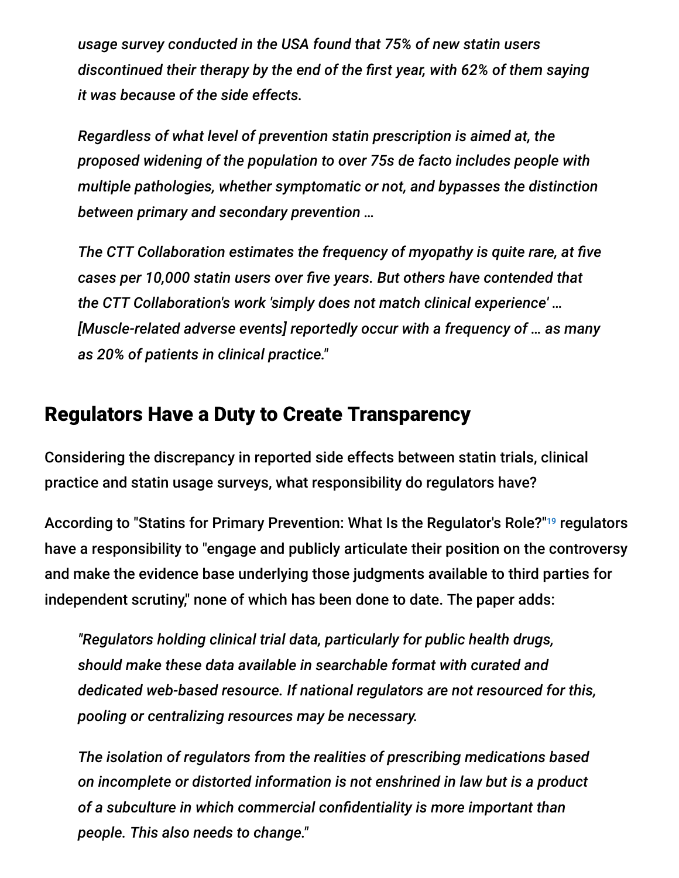*usage survey conducted in the USA found that 75% of new statin users discontinued their therapy by the end of the first year, with 62% of them saying it was because of the side effects.*

*Regardless of what level of prevention statin prescription is aimed at, the proposed widening of the population to over 75s de facto includes people with multiple pathologies, whether symptomatic or not, and bypasses the distinction between primary and secondary prevention …*

*The CTT Collaboration estimates the frequency of myopathy is quite rare, at five cases per 10,000 statin users over five years. But others have contended that the CTT Collaboration's work 'simply does not match clinical experience' … [Muscle-related adverse events] reportedly occur with a frequency of … as many as 20% of patients in clinical practice."*

## Regulators Have a Duty to Create Transparency

Considering the discrepancy in reported side effects between statin trials, clinical practice and statin usage surveys, what responsibility do regulators have?

According to "Statins for Primary Prevention: What Is the Regulator's Role?"[19] regulators have a responsibility to "engage and publicly articulate their position on the controversy and make the evidence base underlying those judgments available to third parties for independent scrutiny," none of which has been done to date. The paper adds:

*"Regulators holding clinical trial data, particularly for public health drugs, should make these data available in searchable format with curated and dedicated web-based resource. If national regulators are not resourced for this, pooling or centralizing resources may be necessary.*

*The isolation of regulators from the realities of prescribing medications based on incomplete or distorted information is not enshrined in law but is a product of a subculture in which commercial confidentiality is more important than people. This also needs to change."*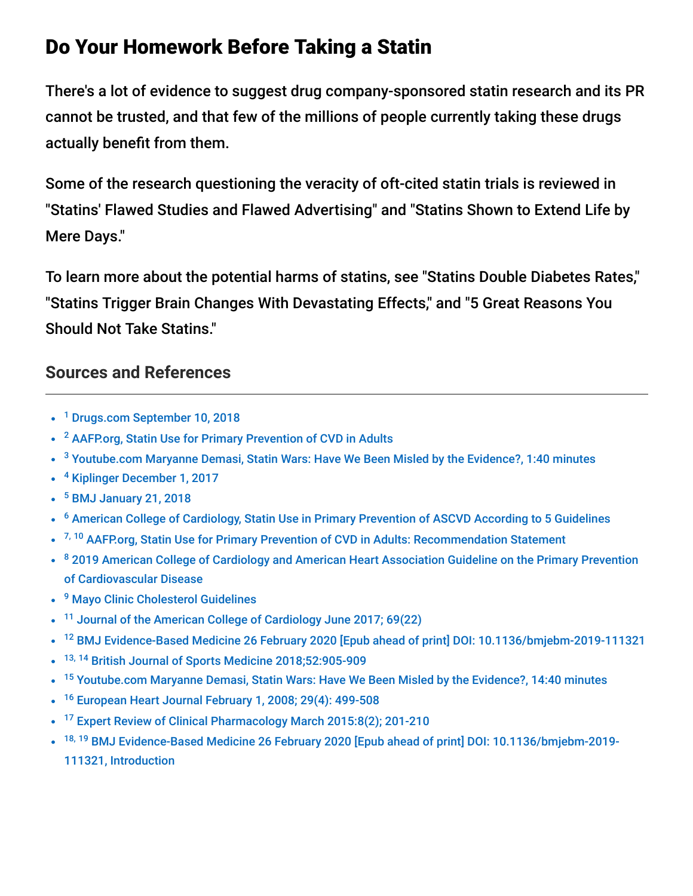## Do Your Homework Before Taking a Statin

There's a lot of evidence to suggest drug company-sponsored statin research and its PR cannot be trusted, and that few of the millions of people currently taking these drugs actually benefit from them.

Some of the research questioning the veracity of oft-cited statin trials is reviewed in "Statins' Flawed Studies and Flawed Advertising" and "Statins Shown to Extend Life by Mere Days."

To learn more about the potential harms of statins, see "Statins Double Diabetes Rates," "Statins Trigger Brain Changes With Devastating Effects," and "5 Great Reasons You Should Not Take Statins."

### Sources and References

- [1] Drugs.com September 10, 2018
- [2] AAFP.org, Statin Use for Primary Prevention of CVD in Adults
- [3] Youtube.com Maryanne Demasi, Statin Wars: Have We Been Misled by the Evidence?, 1:40 minutes
- [4] Kiplinger December 1, 2017
- [5] BMJ January 21, 2018
- [6] American College of Cardiology, Statin Use in Primary Prevention of ASCVD According to 5 Guidelines
- [7, 10] AAFP.org, Statin Use for Primary Prevention of CVD in Adults: Recommendation Statement
- [8] 2019 American College of Cardiology and American Heart Association Guideline on the Primary Prevention of Cardiovascular Disease
- [9] Mayo Clinic Cholesterol Guidelines
- [11] Journal of the American College of Cardiology June 2017; 69(22)
- [12] BMJ Evidence-Based Medicine 26 February 2020 [Epub ahead of print] DOI: 10.1136/bmjebm-2019-111321
- [13, 14] British Journal of Sports Medicine 2018;52:905-909
- [15] Youtube.com Maryanne Demasi, Statin Wars: Have We Been Misled by the Evidence?, 14:40 minutes
- [16] European Heart Journal February 1, 2008; 29(4): 499-508
- [17] Expert Review of Clinical Pharmacology March 2015:8(2); 201-210
- [18, 19] BMJ Evidence-Based Medicine 26 February 2020 [Epub ahead of print] DOI: 10.1136/bmjebm-2019-111321, Introduction